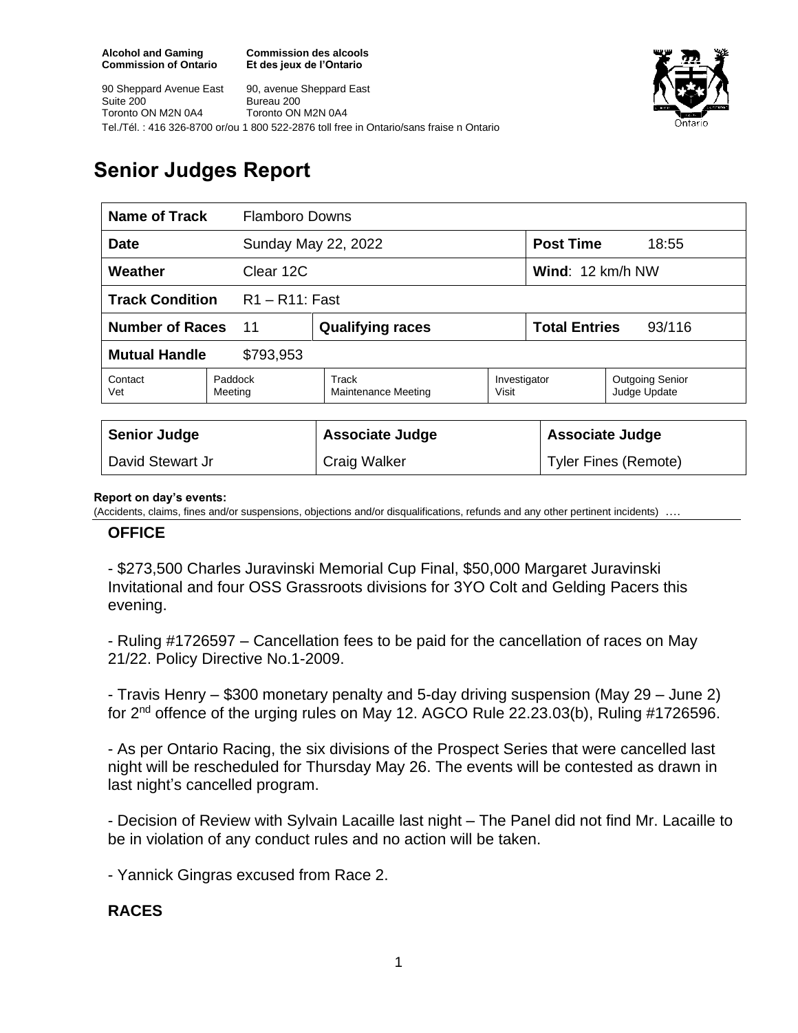**Alcohol and Gaming Commission of Ontario**
**Commission des alcools Et des jeux de l'Ontario**

90 Sheppard Avenue East
Suite 200
Toronto ON M2N 0A4

90, avenue Sheppard East
Bureau 200
Toronto ON M2N 0A4

Tel./Tél. : 416 326-8700 or/ou 1 800 522-2876 toll free in Ontario/sans fraise n Ontario

# Senior Judges Report

| **Name of Track** | Flamboro Downs | | | |
|---|---|---|---|---|
| **Date** | Sunday May 22, 2022 | | **Post Time** | 18:55 |
| **Weather** | Clear 12C | | **Wind**: 12 km/h NW | |
| **Track Condition** | R1 – R11: Fast | | | |
| **Number of Races** | 11 | **Qualifying races** | **Total Entries** | 93/116 |
| **Mutual Handle** | $793,953 | | | |

| Contact Vet | Paddock Meeting | Track Maintenance Meeting | Investigator Visit | Outgoing Senior Judge Update |
|---|---|---|---|---|

| **Senior Judge** | **Associate Judge** | **Associate Judge** |
|---|---|---|
| David Stewart Jr | Craig Walker | Tyler Fines (Remote) |

**Report on day's events:**
(Accidents, claims, fines and/or suspensions, objections and/or disqualifications, refunds and any other pertinent incidents) ….

## OFFICE

- $273,500 Charles Juravinski Memorial Cup Final, $50,000 Margaret Juravinski Invitational and four OSS Grassroots divisions for 3YO Colt and Gelding Pacers this evening.

- Ruling #1726597 – Cancellation fees to be paid for the cancellation of races on May 21/22. Policy Directive No.1-2009.

- Travis Henry – $300 monetary penalty and 5-day driving suspension (May 29 – June 2) for 2nd offence of the urging rules on May 12. AGCO Rule 22.23.03(b), Ruling #1726596.

- As per Ontario Racing, the six divisions of the Prospect Series that were cancelled last night will be rescheduled for Thursday May 26. The events will be contested as drawn in last night's cancelled program.

- Decision of Review with Sylvain Lacaille last night – The Panel did not find Mr. Lacaille to be in violation of any conduct rules and no action will be taken.

- Yannick Gingras excused from Race 2.

## RACES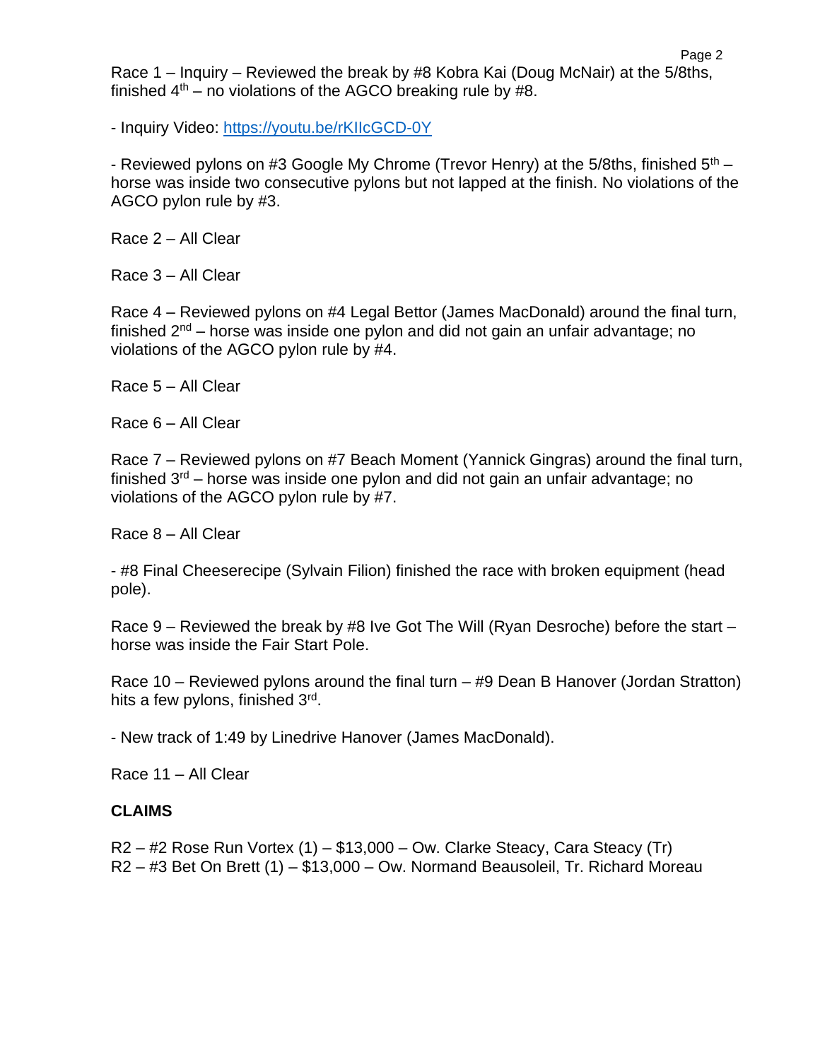Race 1 – Inquiry – Reviewed the break by #8 Kobra Kai (Doug McNair) at the 5/8ths, finished 4th – no violations of the AGCO breaking rule by #8.

- Inquiry Video: https://youtu.be/rKIlcGCD-0Y

- Reviewed pylons on #3 Google My Chrome (Trevor Henry) at the 5/8ths, finished 5th – horse was inside two consecutive pylons but not lapped at the finish. No violations of the AGCO pylon rule by #3.

Race 2 – All Clear

Race 3 – All Clear

Race 4 – Reviewed pylons on #4 Legal Bettor (James MacDonald) around the final turn, finished 2nd – horse was inside one pylon and did not gain an unfair advantage; no violations of the AGCO pylon rule by #4.

Race 5 – All Clear

Race 6 – All Clear

Race 7 – Reviewed pylons on #7 Beach Moment (Yannick Gingras) around the final turn, finished 3rd – horse was inside one pylon and did not gain an unfair advantage; no violations of the AGCO pylon rule by #7.

Race 8 – All Clear

- #8 Final Cheeserecipe (Sylvain Filion) finished the race with broken equipment (head pole).

Race 9 – Reviewed the break by #8 Ive Got The Will (Ryan Desroche) before the start – horse was inside the Fair Start Pole.

Race 10 – Reviewed pylons around the final turn – #9 Dean B Hanover (Jordan Stratton) hits a few pylons, finished 3rd.

- New track of 1:49 by Linedrive Hanover (James MacDonald).

Race 11 – All Clear

**CLAIMS**

R2 – #2 Rose Run Vortex (1) – $13,000 – Ow. Clarke Steacy, Cara Steacy (Tr)
R2 – #3 Bet On Brett (1) – $13,000 – Ow. Normand Beausoleil, Tr. Richard Moreau